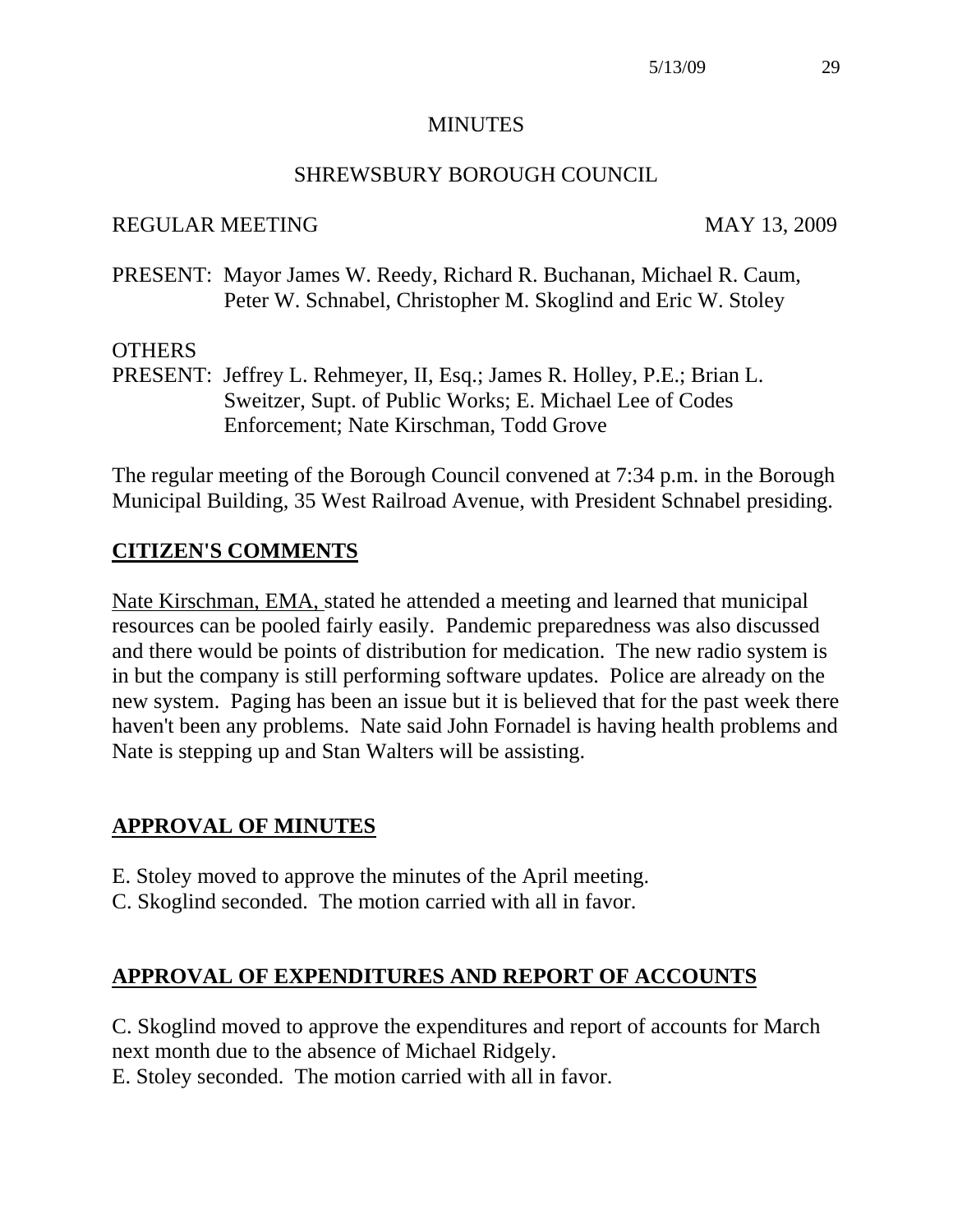# MINUTES

## SHREWSBURY BOROUGH COUNCIL

REGULAR MEETING MAY 13, 2009

PRESENT: Mayor James W. Reedy, Richard R. Buchanan, Michael R. Caum, Peter W. Schnabel, Christopher M. Skoglind and Eric W. Stoley

OTHERS
PRESENT: Jeffrey L. Rehmeyer, II, Esq.; James R. Holley, P.E.; Brian L. Sweitzer, Supt. of Public Works; E. Michael Lee of Codes Enforcement; Nate Kirschman, Todd Grove

The regular meeting of the Borough Council convened at 7:34 p.m. in the Borough Municipal Building, 35 West Railroad Avenue, with President Schnabel presiding.

## CITIZEN'S COMMENTS

Nate Kirschman, EMA, stated he attended a meeting and learned that municipal resources can be pooled fairly easily. Pandemic preparedness was also discussed and there would be points of distribution for medication. The new radio system is in but the company is still performing software updates. Police are already on the new system. Paging has been an issue but it is believed that for the past week there haven't been any problems. Nate said John Fornadel is having health problems and Nate is stepping up and Stan Walters will be assisting.

## APPROVAL OF MINUTES

E. Stoley moved to approve the minutes of the April meeting.
C. Skoglind seconded. The motion carried with all in favor.

## APPROVAL OF EXPENDITURES AND REPORT OF ACCOUNTS

C. Skoglind moved to approve the expenditures and report of accounts for March next month due to the absence of Michael Ridgely.
E. Stoley seconded. The motion carried with all in favor.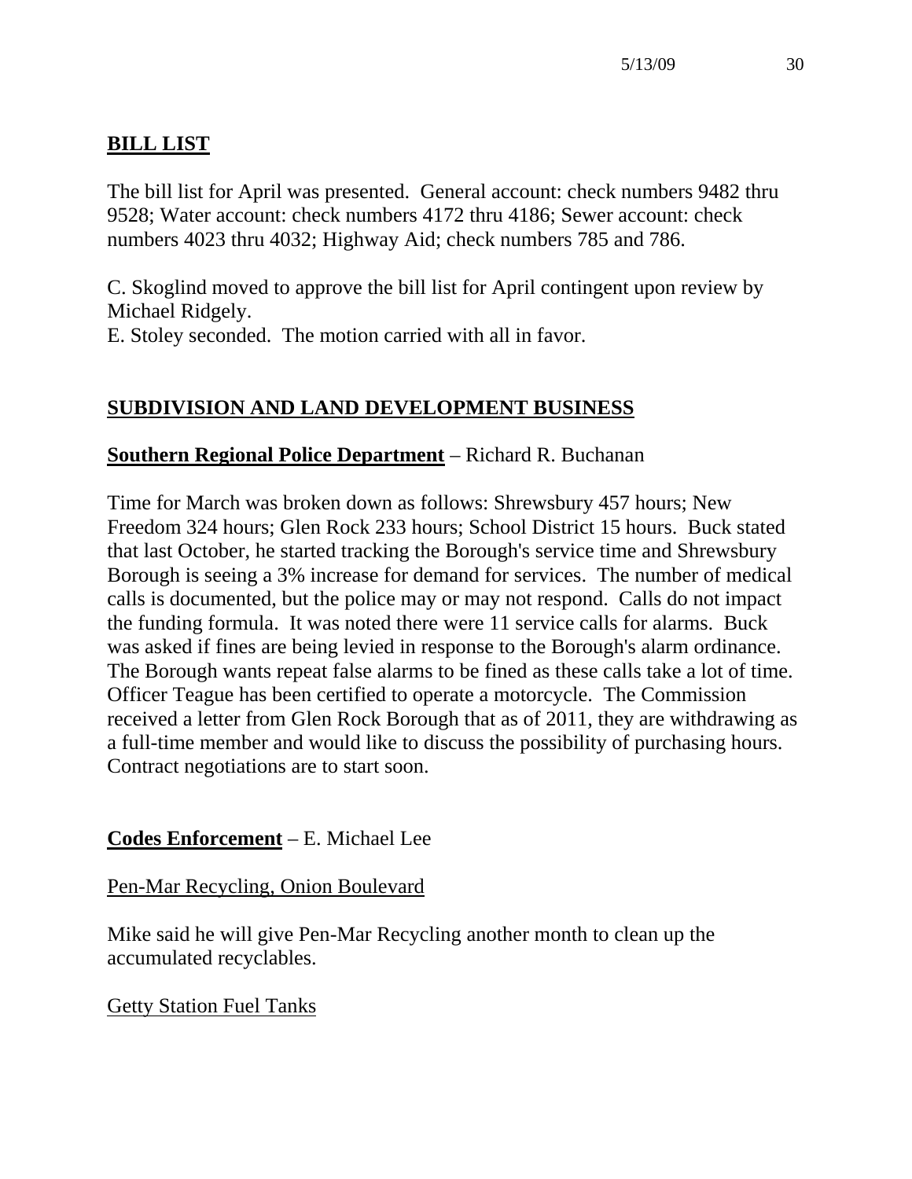## BILL LIST

The bill list for April was presented. General account: check numbers 9482 thru 9528; Water account: check numbers 4172 thru 4186; Sewer account: check numbers 4023 thru 4032; Highway Aid; check numbers 785 and 786.

C. Skoglind moved to approve the bill list for April contingent upon review by Michael Ridgely.
E. Stoley seconded. The motion carried with all in favor.

## SUBDIVISION AND LAND DEVELOPMENT BUSINESS

**Southern Regional Police Department** – Richard R. Buchanan

Time for March was broken down as follows: Shrewsbury 457 hours; New Freedom 324 hours; Glen Rock 233 hours; School District 15 hours. Buck stated that last October, he started tracking the Borough's service time and Shrewsbury Borough is seeing a 3% increase for demand for services. The number of medical calls is documented, but the police may or may not respond. Calls do not impact the funding formula. It was noted there were 11 service calls for alarms. Buck was asked if fines are being levied in response to the Borough's alarm ordinance. The Borough wants repeat false alarms to be fined as these calls take a lot of time. Officer Teague has been certified to operate a motorcycle. The Commission received a letter from Glen Rock Borough that as of 2011, they are withdrawing as a full-time member and would like to discuss the possibility of purchasing hours. Contract negotiations are to start soon.

**Codes Enforcement** – E. Michael Lee

Pen-Mar Recycling, Onion Boulevard

Mike said he will give Pen-Mar Recycling another month to clean up the accumulated recyclables.

Getty Station Fuel Tanks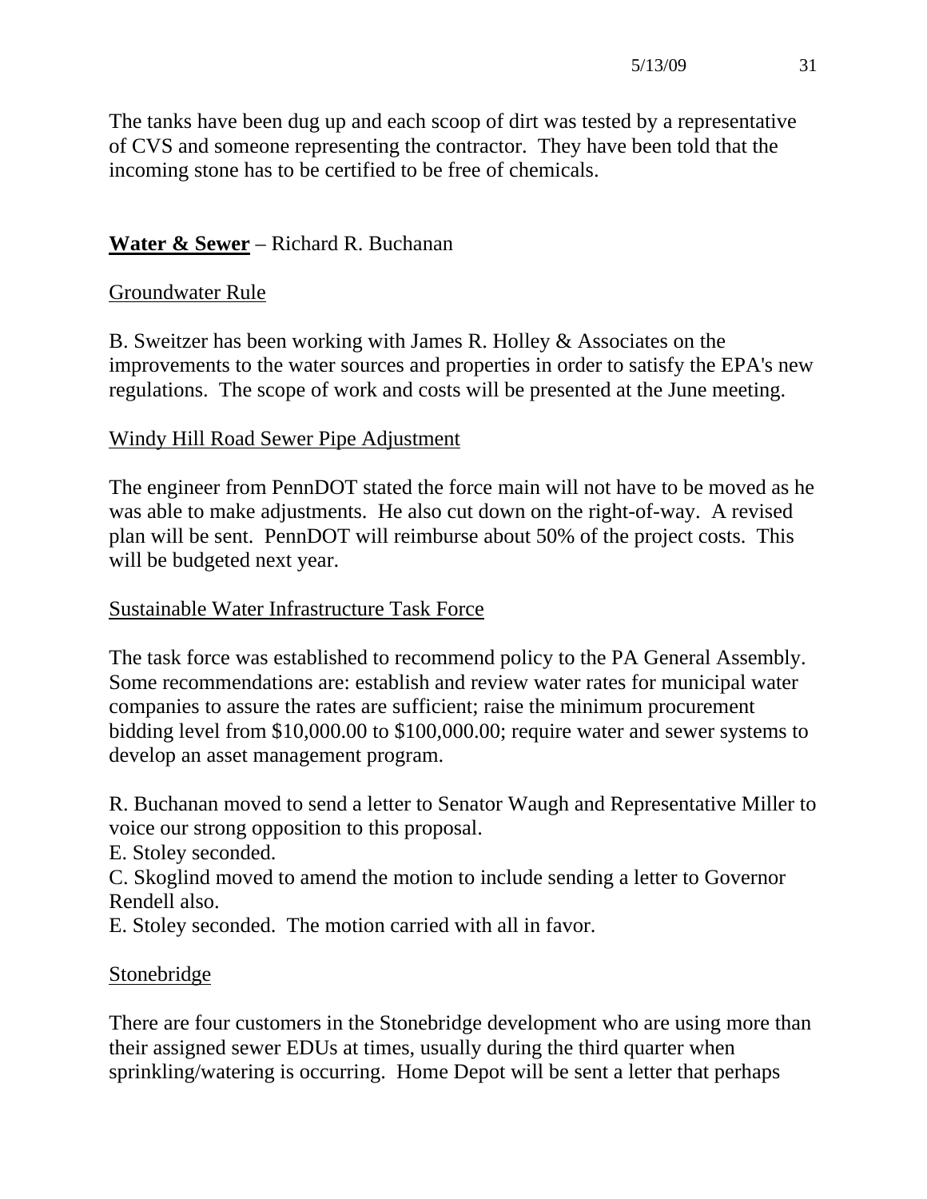The tanks have been dug up and each scoop of dirt was tested by a representative of CVS and someone representing the contractor. They have been told that the incoming stone has to be certified to be free of chemicals.

**Water & Sewer** – Richard R. Buchanan

Groundwater Rule

B. Sweitzer has been working with James R. Holley & Associates on the improvements to the water sources and properties in order to satisfy the EPA's new regulations. The scope of work and costs will be presented at the June meeting.

Windy Hill Road Sewer Pipe Adjustment

The engineer from PennDOT stated the force main will not have to be moved as he was able to make adjustments. He also cut down on the right-of-way. A revised plan will be sent. PennDOT will reimburse about 50% of the project costs. This will be budgeted next year.

Sustainable Water Infrastructure Task Force

The task force was established to recommend policy to the PA General Assembly. Some recommendations are: establish and review water rates for municipal water companies to assure the rates are sufficient; raise the minimum procurement bidding level from $10,000.00 to $100,000.00; require water and sewer systems to develop an asset management program.

R. Buchanan moved to send a letter to Senator Waugh and Representative Miller to voice our strong opposition to this proposal.
E. Stoley seconded.
C. Skoglind moved to amend the motion to include sending a letter to Governor Rendell also.
E. Stoley seconded. The motion carried with all in favor.

Stonebridge

There are four customers in the Stonebridge development who are using more than their assigned sewer EDUs at times, usually during the third quarter when sprinkling/watering is occurring. Home Depot will be sent a letter that perhaps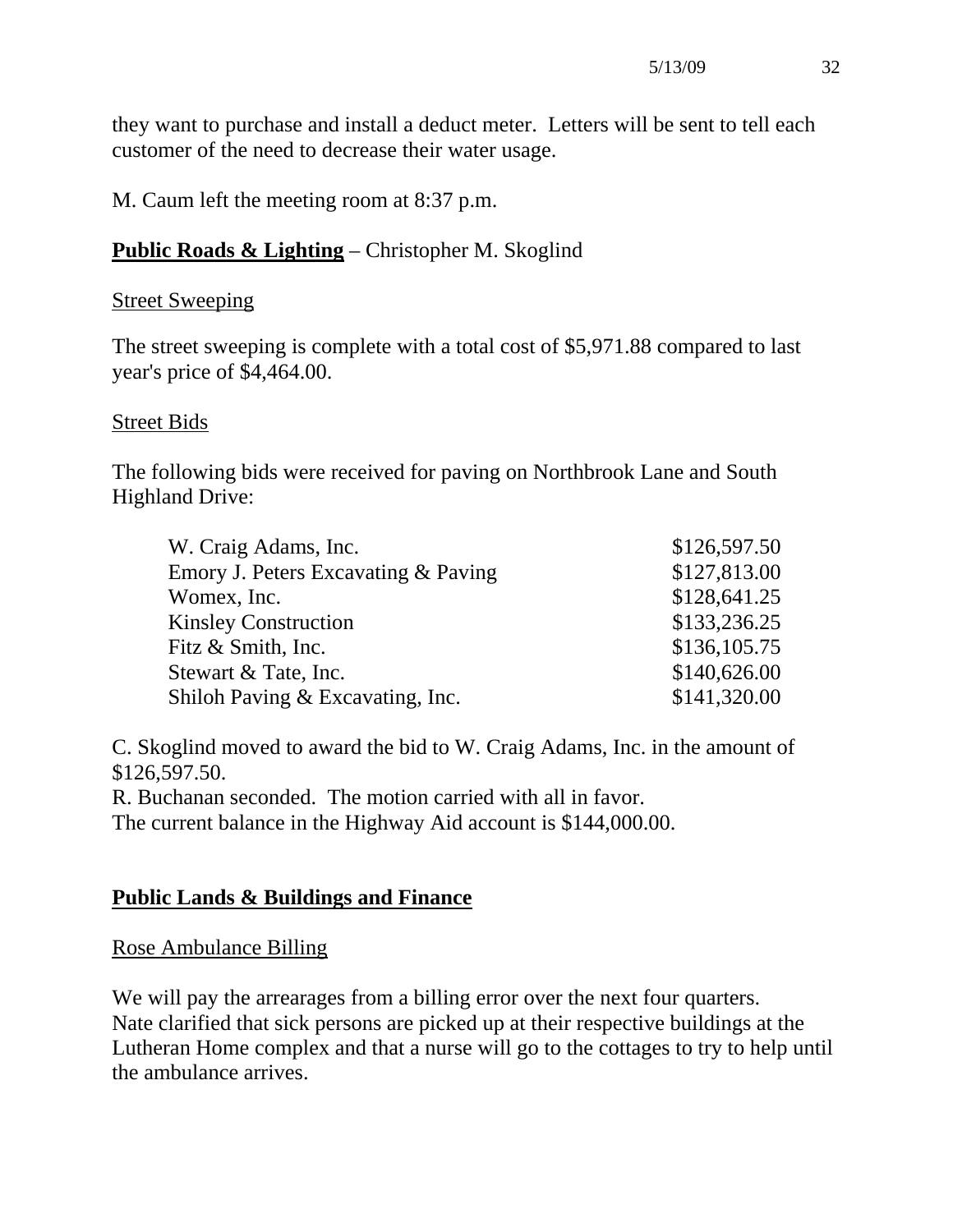they want to purchase and install a deduct meter. Letters will be sent to tell each customer of the need to decrease their water usage.

M. Caum left the meeting room at 8:37 p.m.

## **Public Roads & Lighting** – Christopher M. Skoglind

Street Sweeping

The street sweeping is complete with a total cost of $5,971.88 compared to last year's price of $4,464.00.

Street Bids

The following bids were received for paving on Northbrook Lane and South Highland Drive:

| | |
|---|---|
| W. Craig Adams, Inc. | $126,597.50 |
| Emory J. Peters Excavating & Paving | $127,813.00 |
| Womex, Inc. | $128,641.25 |
| Kinsley Construction | $133,236.25 |
| Fitz & Smith, Inc. | $136,105.75 |
| Stewart & Tate, Inc. | $140,626.00 |
| Shiloh Paving & Excavating, Inc. | $141,320.00 |

C. Skoglind moved to award the bid to W. Craig Adams, Inc. in the amount of $126,597.50.
R. Buchanan seconded. The motion carried with all in favor.
The current balance in the Highway Aid account is $144,000.00.

## **Public Lands & Buildings and Finance**

Rose Ambulance Billing

We will pay the arrearages from a billing error over the next four quarters.
Nate clarified that sick persons are picked up at their respective buildings at the Lutheran Home complex and that a nurse will go to the cottages to try to help until the ambulance arrives.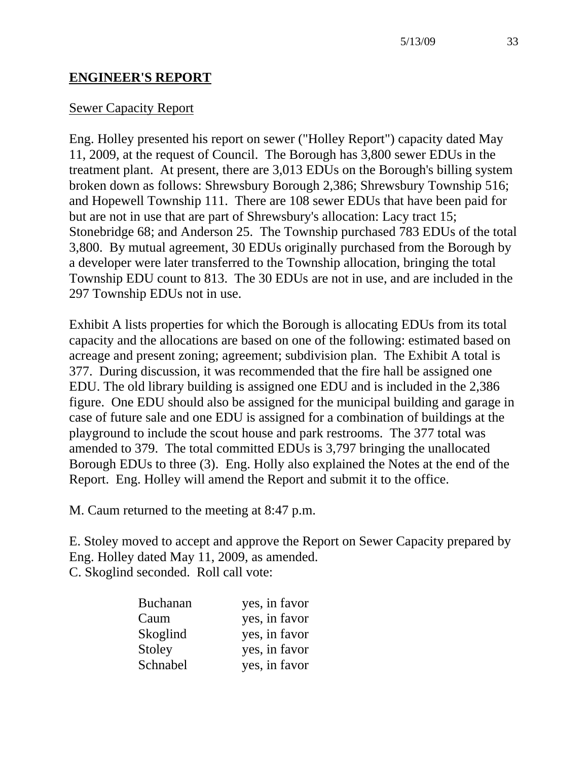## ENGINEER'S REPORT

Sewer Capacity Report

Eng. Holley presented his report on sewer ("Holley Report") capacity dated May 11, 2009, at the request of Council. The Borough has 3,800 sewer EDUs in the treatment plant. At present, there are 3,013 EDUs on the Borough's billing system broken down as follows: Shrewsbury Borough 2,386; Shrewsbury Township 516; and Hopewell Township 111. There are 108 sewer EDUs that have been paid for but are not in use that are part of Shrewsbury's allocation: Lacy tract 15; Stonebridge 68; and Anderson 25. The Township purchased 783 EDUs of the total 3,800. By mutual agreement, 30 EDUs originally purchased from the Borough by a developer were later transferred to the Township allocation, bringing the total Township EDU count to 813. The 30 EDUs are not in use, and are included in the 297 Township EDUs not in use.

Exhibit A lists properties for which the Borough is allocating EDUs from its total capacity and the allocations are based on one of the following: estimated based on acreage and present zoning; agreement; subdivision plan. The Exhibit A total is 377. During discussion, it was recommended that the fire hall be assigned one EDU. The old library building is assigned one EDU and is included in the 2,386 figure. One EDU should also be assigned for the municipal building and garage in case of future sale and one EDU is assigned for a combination of buildings at the playground to include the scout house and park restrooms. The 377 total was amended to 379. The total committed EDUs is 3,797 bringing the unallocated Borough EDUs to three (3). Eng. Holly also explained the Notes at the end of the Report. Eng. Holley will amend the Report and submit it to the office.

M. Caum returned to the meeting at 8:47 p.m.

E. Stoley moved to accept and approve the Report on Sewer Capacity prepared by Eng. Holley dated May 11, 2009, as amended.
C. Skoglind seconded. Roll call vote:

| | |
|---|---|
| Buchanan | yes, in favor |
| Caum | yes, in favor |
| Skoglind | yes, in favor |
| Stoley | yes, in favor |
| Schnabel | yes, in favor |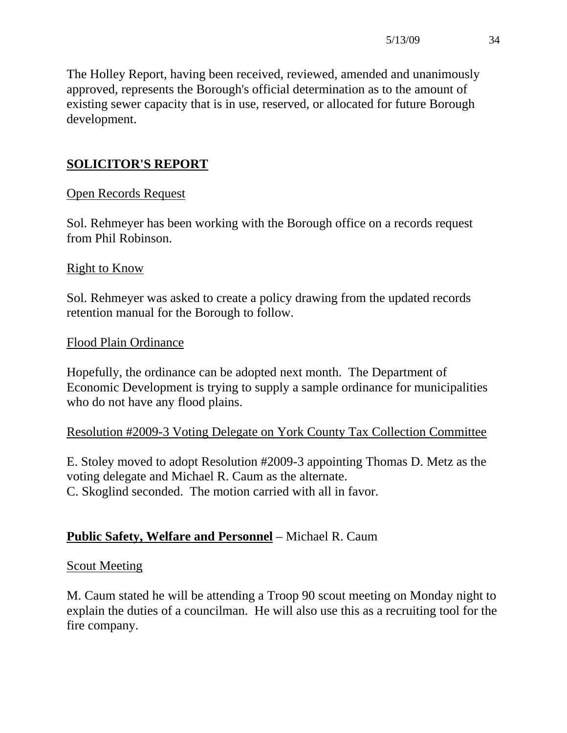The Holley Report, having been received, reviewed, amended and unanimously approved, represents the Borough's official determination as to the amount of existing sewer capacity that is in use, reserved, or allocated for future Borough development.

## SOLICITOR'S REPORT

Open Records Request

Sol. Rehmeyer has been working with the Borough office on a records request from Phil Robinson.

Right to Know

Sol. Rehmeyer was asked to create a policy drawing from the updated records retention manual for the Borough to follow.

Flood Plain Ordinance

Hopefully, the ordinance can be adopted next month. The Department of Economic Development is trying to supply a sample ordinance for municipalities who do not have any flood plains.

Resolution #2009-3 Voting Delegate on York County Tax Collection Committee

E. Stoley moved to adopt Resolution #2009-3 appointing Thomas D. Metz as the voting delegate and Michael R. Caum as the alternate.
C. Skoglind seconded. The motion carried with all in favor.

**Public Safety, Welfare and Personnel** – Michael R. Caum

Scout Meeting

M. Caum stated he will be attending a Troop 90 scout meeting on Monday night to explain the duties of a councilman. He will also use this as a recruiting tool for the fire company.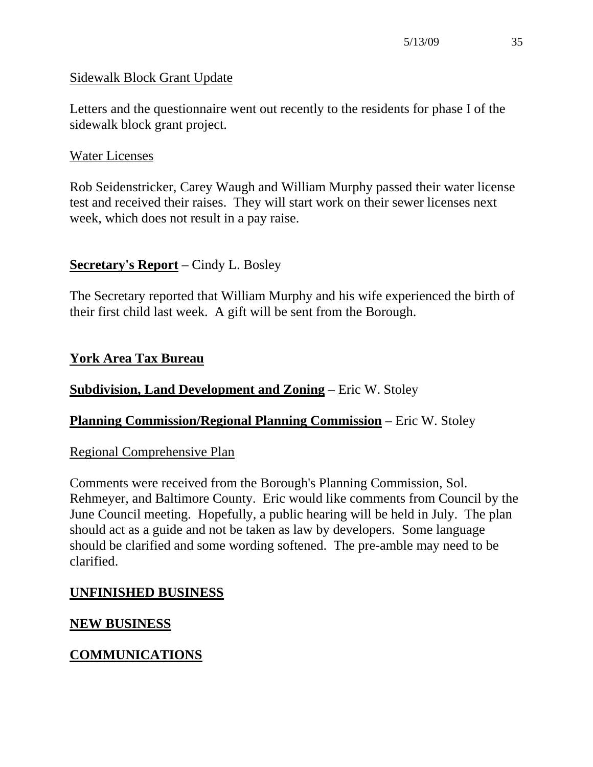Sidewalk Block Grant Update

Letters and the questionnaire went out recently to the residents for phase I of the sidewalk block grant project.

Water Licenses

Rob Seidenstricker, Carey Waugh and William Murphy passed their water license test and received their raises. They will start work on their sewer licenses next week, which does not result in a pay raise.

**Secretary's Report** – Cindy L. Bosley

The Secretary reported that William Murphy and his wife experienced the birth of their first child last week. A gift will be sent from the Borough.

**York Area Tax Bureau**

**Subdivision, Land Development and Zoning** – Eric W. Stoley

**Planning Commission/Regional Planning Commission** – Eric W. Stoley

Regional Comprehensive Plan

Comments were received from the Borough's Planning Commission, Sol. Rehmeyer, and Baltimore County. Eric would like comments from Council by the June Council meeting. Hopefully, a public hearing will be held in July. The plan should act as a guide and not be taken as law by developers. Some language should be clarified and some wording softened. The pre-amble may need to be clarified.

**UNFINISHED BUSINESS**

**NEW BUSINESS**

**COMMUNICATIONS**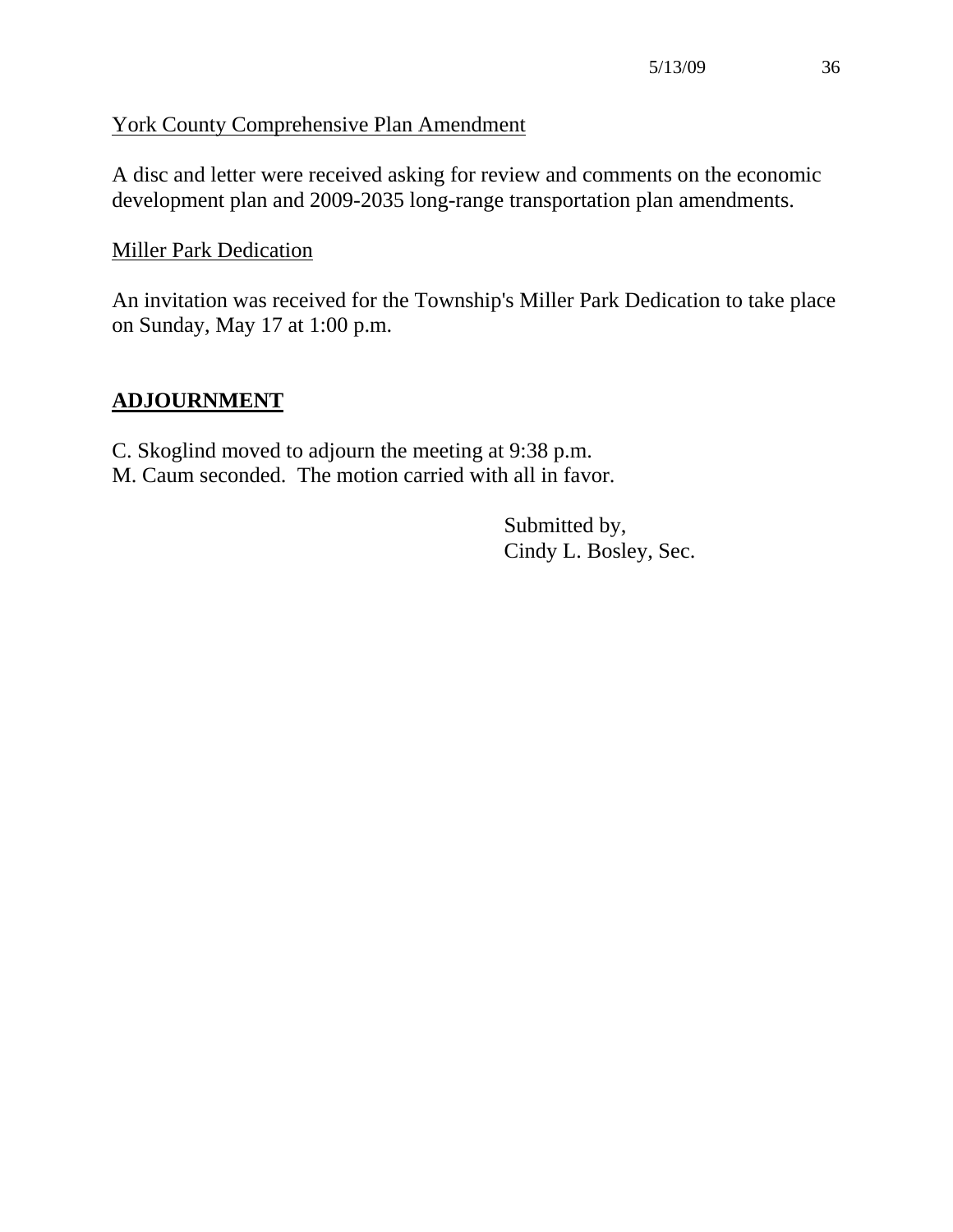York County Comprehensive Plan Amendment

A disc and letter were received asking for review and comments on the economic development plan and 2009-2035 long-range transportation plan amendments.

Miller Park Dedication

An invitation was received for the Township's Miller Park Dedication to take place on Sunday, May 17 at 1:00 p.m.

## ADJOURNMENT

C. Skoglind moved to adjourn the meeting at 9:38 p.m.
M. Caum seconded. The motion carried with all in favor.

Submitted by,
Cindy L. Bosley, Sec.